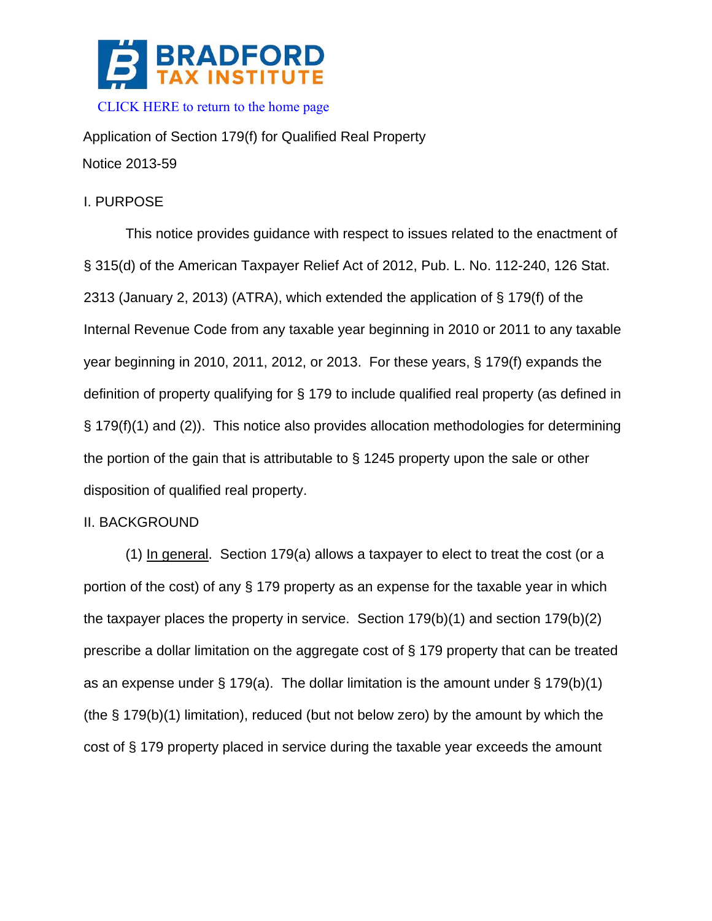BRADFORD TAX INSTITUTE

CLICK HERE to return to the home page

Application of Section 179(f) for Qualified Real Property

Notice 2013-59

## I. PURPOSE

This notice provides guidance with respect to issues related to the enactment of § 315(d) of the American Taxpayer Relief Act of 2012, Pub. L. No. 112-240, 126 Stat. 2313 (January 2, 2013) (ATRA), which extended the application of § 179(f) of the Internal Revenue Code from any taxable year beginning in 2010 or 2011 to any taxable year beginning in 2010, 2011, 2012, or 2013. For these years, § 179(f) expands the definition of property qualifying for § 179 to include qualified real property (as defined in § 179(f)(1) and (2)). This notice also provides allocation methodologies for determining the portion of the gain that is attributable to § 1245 property upon the sale or other disposition of qualified real property.

## II. BACKGROUND

(1) In general. Section 179(a) allows a taxpayer to elect to treat the cost (or a portion of the cost) of any § 179 property as an expense for the taxable year in which the taxpayer places the property in service. Section 179(b)(1) and section 179(b)(2) prescribe a dollar limitation on the aggregate cost of § 179 property that can be treated as an expense under § 179(a). The dollar limitation is the amount under § 179(b)(1) (the § 179(b)(1) limitation), reduced (but not below zero) by the amount by which the cost of § 179 property placed in service during the taxable year exceeds the amount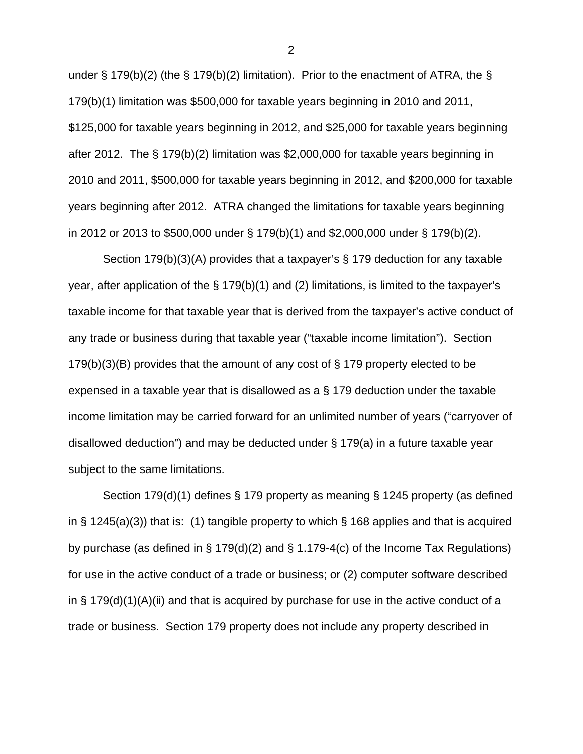under § 179(b)(2) (the § 179(b)(2) limitation). Prior to the enactment of ATRA, the § 179(b)(1) limitation was $500,000 for taxable years beginning in 2010 and 2011, $125,000 for taxable years beginning in 2012, and $25,000 for taxable years beginning after 2012. The § 179(b)(2) limitation was $2,000,000 for taxable years beginning in 2010 and 2011, $500,000 for taxable years beginning in 2012, and $200,000 for taxable years beginning after 2012. ATRA changed the limitations for taxable years beginning in 2012 or 2013 to $500,000 under § 179(b)(1) and $2,000,000 under § 179(b)(2).

Section 179(b)(3)(A) provides that a taxpayer's § 179 deduction for any taxable year, after application of the § 179(b)(1) and (2) limitations, is limited to the taxpayer's taxable income for that taxable year that is derived from the taxpayer's active conduct of any trade or business during that taxable year ("taxable income limitation"). Section 179(b)(3)(B) provides that the amount of any cost of § 179 property elected to be expensed in a taxable year that is disallowed as a § 179 deduction under the taxable income limitation may be carried forward for an unlimited number of years ("carryover of disallowed deduction") and may be deducted under § 179(a) in a future taxable year subject to the same limitations.

Section 179(d)(1) defines § 179 property as meaning § 1245 property (as defined in § 1245(a)(3)) that is: (1) tangible property to which § 168 applies and that is acquired by purchase (as defined in § 179(d)(2) and § 1.179-4(c) of the Income Tax Regulations) for use in the active conduct of a trade or business; or (2) computer software described in § 179(d)(1)(A)(ii) and that is acquired by purchase for use in the active conduct of a trade or business. Section 179 property does not include any property described in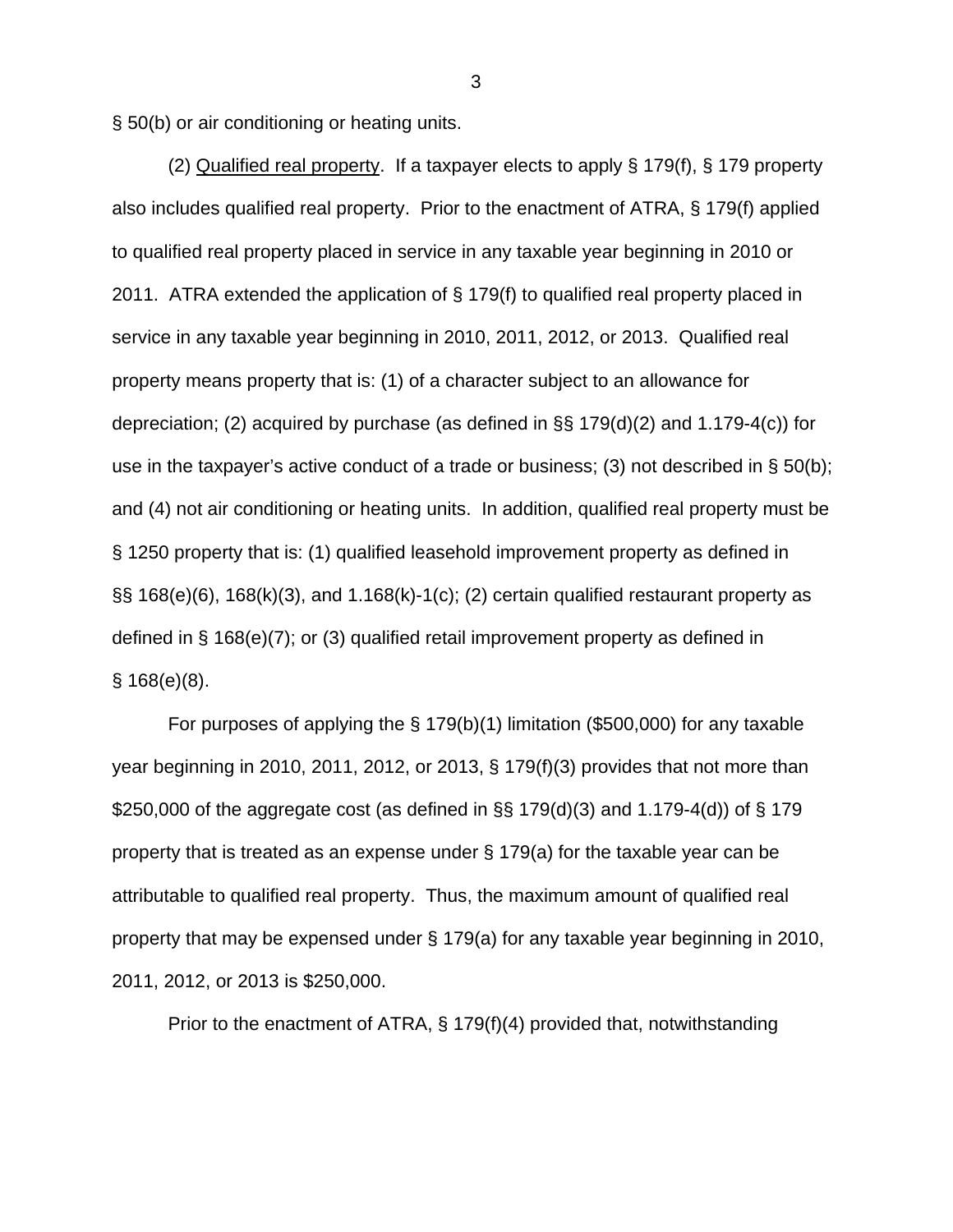§ 50(b) or air conditioning or heating units.

(2) Qualified real property. If a taxpayer elects to apply § 179(f), § 179 property also includes qualified real property. Prior to the enactment of ATRA, § 179(f) applied to qualified real property placed in service in any taxable year beginning in 2010 or 2011. ATRA extended the application of § 179(f) to qualified real property placed in service in any taxable year beginning in 2010, 2011, 2012, or 2013. Qualified real property means property that is: (1) of a character subject to an allowance for depreciation; (2) acquired by purchase (as defined in §§ 179(d)(2) and 1.179-4(c)) for use in the taxpayer's active conduct of a trade or business; (3) not described in § 50(b); and (4) not air conditioning or heating units. In addition, qualified real property must be § 1250 property that is: (1) qualified leasehold improvement property as defined in §§ 168(e)(6), 168(k)(3), and 1.168(k)-1(c); (2) certain qualified restaurant property as defined in § 168(e)(7); or (3) qualified retail improvement property as defined in § 168(e)(8).

For purposes of applying the § 179(b)(1) limitation ($500,000) for any taxable year beginning in 2010, 2011, 2012, or 2013, § 179(f)(3) provides that not more than $250,000 of the aggregate cost (as defined in §§ 179(d)(3) and 1.179-4(d)) of § 179 property that is treated as an expense under § 179(a) for the taxable year can be attributable to qualified real property. Thus, the maximum amount of qualified real property that may be expensed under § 179(a) for any taxable year beginning in 2010, 2011, 2012, or 2013 is $250,000.

Prior to the enactment of ATRA, § 179(f)(4) provided that, notwithstanding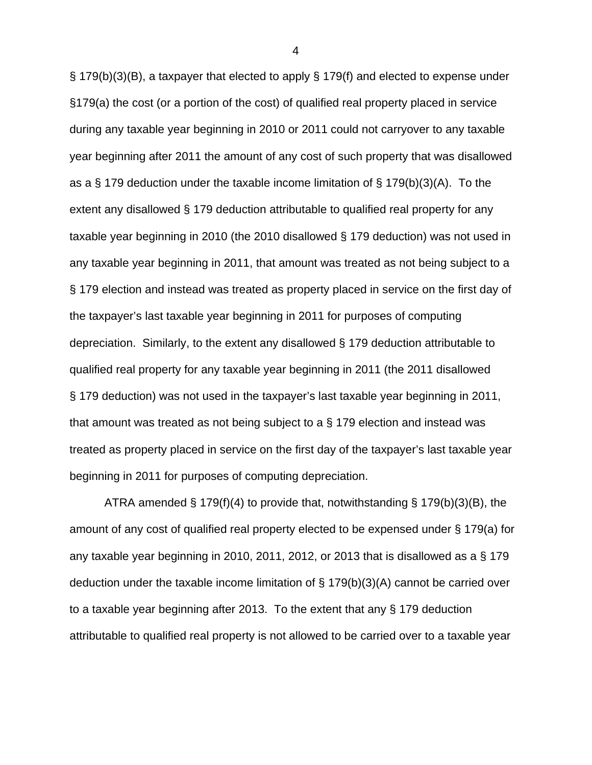§ 179(b)(3)(B), a taxpayer that elected to apply § 179(f) and elected to expense under §179(a) the cost (or a portion of the cost) of qualified real property placed in service during any taxable year beginning in 2010 or 2011 could not carryover to any taxable year beginning after 2011 the amount of any cost of such property that was disallowed as a § 179 deduction under the taxable income limitation of § 179(b)(3)(A). To the extent any disallowed § 179 deduction attributable to qualified real property for any taxable year beginning in 2010 (the 2010 disallowed § 179 deduction) was not used in any taxable year beginning in 2011, that amount was treated as not being subject to a § 179 election and instead was treated as property placed in service on the first day of the taxpayer's last taxable year beginning in 2011 for purposes of computing depreciation. Similarly, to the extent any disallowed § 179 deduction attributable to qualified real property for any taxable year beginning in 2011 (the 2011 disallowed § 179 deduction) was not used in the taxpayer's last taxable year beginning in 2011, that amount was treated as not being subject to a § 179 election and instead was treated as property placed in service on the first day of the taxpayer's last taxable year beginning in 2011 for purposes of computing depreciation.

ATRA amended § 179(f)(4) to provide that, notwithstanding § 179(b)(3)(B), the amount of any cost of qualified real property elected to be expensed under § 179(a) for any taxable year beginning in 2010, 2011, 2012, or 2013 that is disallowed as a § 179 deduction under the taxable income limitation of § 179(b)(3)(A) cannot be carried over to a taxable year beginning after 2013. To the extent that any § 179 deduction attributable to qualified real property is not allowed to be carried over to a taxable year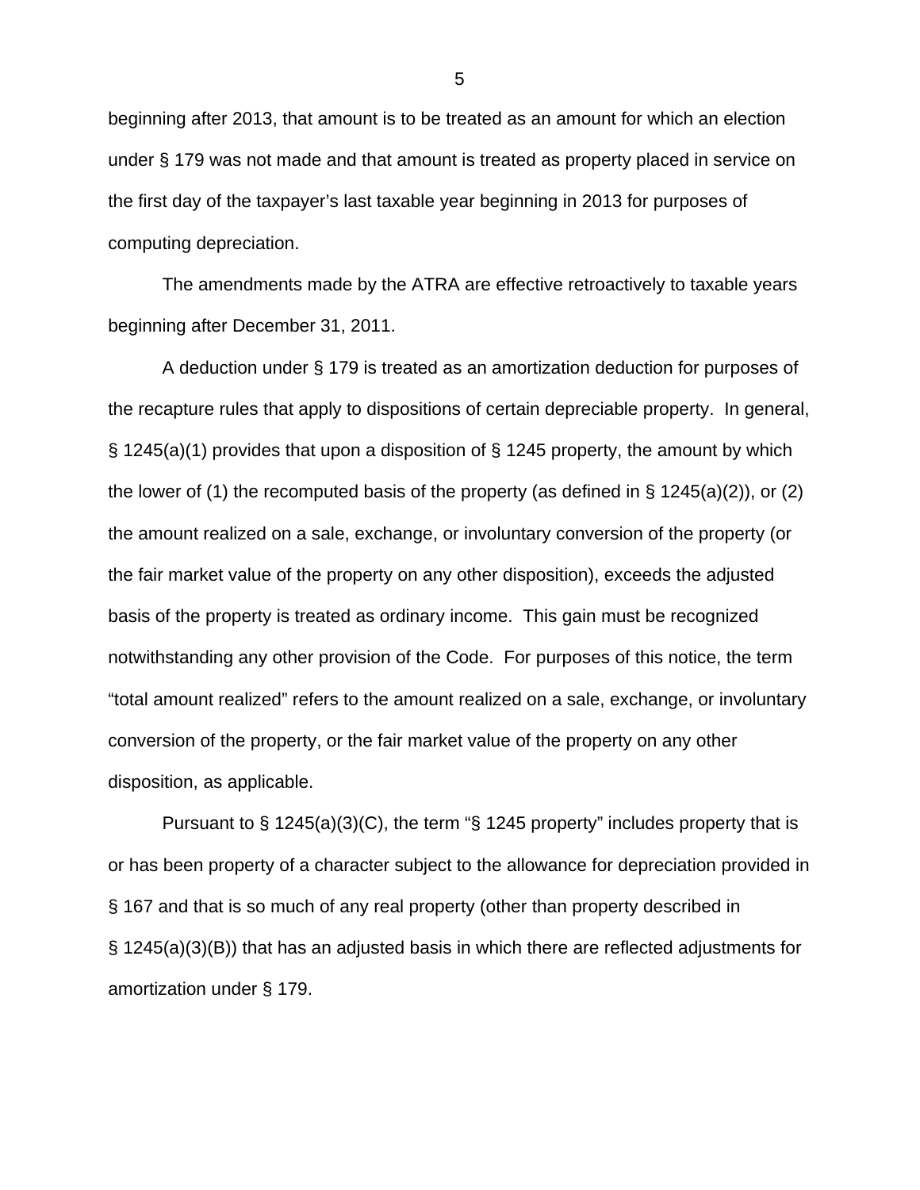beginning after 2013, that amount is to be treated as an amount for which an election under § 179 was not made and that amount is treated as property placed in service on the first day of the taxpayer's last taxable year beginning in 2013 for purposes of computing depreciation.

The amendments made by the ATRA are effective retroactively to taxable years beginning after December 31, 2011.

A deduction under § 179 is treated as an amortization deduction for purposes of the recapture rules that apply to dispositions of certain depreciable property. In general, § 1245(a)(1) provides that upon a disposition of § 1245 property, the amount by which the lower of (1) the recomputed basis of the property (as defined in § 1245(a)(2)), or (2) the amount realized on a sale, exchange, or involuntary conversion of the property (or the fair market value of the property on any other disposition), exceeds the adjusted basis of the property is treated as ordinary income. This gain must be recognized notwithstanding any other provision of the Code. For purposes of this notice, the term "total amount realized" refers to the amount realized on a sale, exchange, or involuntary conversion of the property, or the fair market value of the property on any other disposition, as applicable.

Pursuant to § 1245(a)(3)(C), the term "§ 1245 property" includes property that is or has been property of a character subject to the allowance for depreciation provided in § 167 and that is so much of any real property (other than property described in § 1245(a)(3)(B)) that has an adjusted basis in which there are reflected adjustments for amortization under § 179.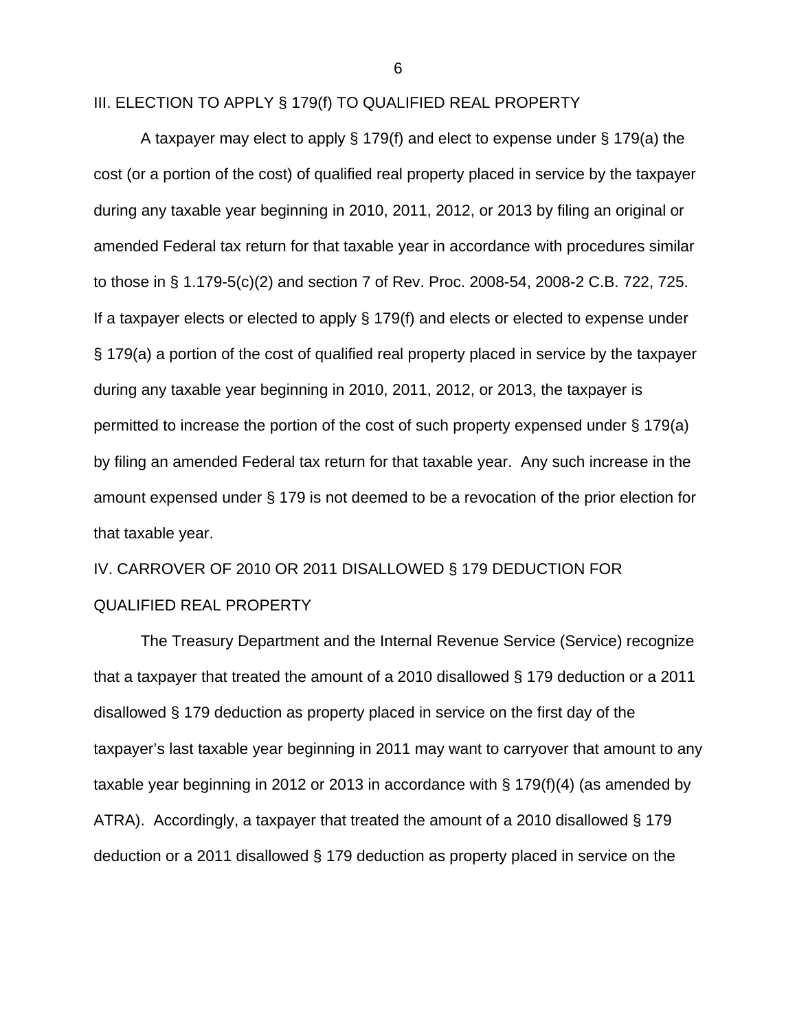## III. ELECTION TO APPLY § 179(f) TO QUALIFIED REAL PROPERTY

A taxpayer may elect to apply § 179(f) and elect to expense under § 179(a) the cost (or a portion of the cost) of qualified real property placed in service by the taxpayer during any taxable year beginning in 2010, 2011, 2012, or 2013 by filing an original or amended Federal tax return for that taxable year in accordance with procedures similar to those in § 1.179-5(c)(2) and section 7 of Rev. Proc. 2008-54, 2008-2 C.B. 722, 725. If a taxpayer elects or elected to apply § 179(f) and elects or elected to expense under § 179(a) a portion of the cost of qualified real property placed in service by the taxpayer during any taxable year beginning in 2010, 2011, 2012, or 2013, the taxpayer is permitted to increase the portion of the cost of such property expensed under § 179(a) by filing an amended Federal tax return for that taxable year. Any such increase in the amount expensed under § 179 is not deemed to be a revocation of the prior election for that taxable year.

## IV. CARROVER OF 2010 OR 2011 DISALLOWED § 179 DEDUCTION FOR QUALIFIED REAL PROPERTY

The Treasury Department and the Internal Revenue Service (Service) recognize that a taxpayer that treated the amount of a 2010 disallowed § 179 deduction or a 2011 disallowed § 179 deduction as property placed in service on the first day of the taxpayer's last taxable year beginning in 2011 may want to carryover that amount to any taxable year beginning in 2012 or 2013 in accordance with § 179(f)(4) (as amended by ATRA). Accordingly, a taxpayer that treated the amount of a 2010 disallowed § 179 deduction or a 2011 disallowed § 179 deduction as property placed in service on the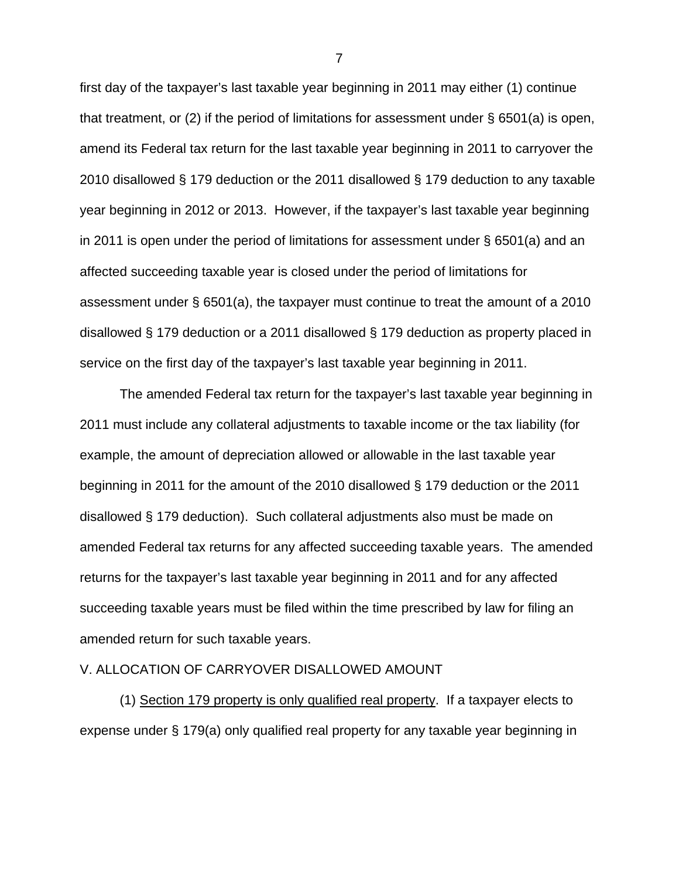first day of the taxpayer's last taxable year beginning in 2011 may either (1) continue that treatment, or (2) if the period of limitations for assessment under § 6501(a) is open, amend its Federal tax return for the last taxable year beginning in 2011 to carryover the 2010 disallowed § 179 deduction or the 2011 disallowed § 179 deduction to any taxable year beginning in 2012 or 2013. However, if the taxpayer's last taxable year beginning in 2011 is open under the period of limitations for assessment under § 6501(a) and an affected succeeding taxable year is closed under the period of limitations for assessment under § 6501(a), the taxpayer must continue to treat the amount of a 2010 disallowed § 179 deduction or a 2011 disallowed § 179 deduction as property placed in service on the first day of the taxpayer's last taxable year beginning in 2011.

The amended Federal tax return for the taxpayer's last taxable year beginning in 2011 must include any collateral adjustments to taxable income or the tax liability (for example, the amount of depreciation allowed or allowable in the last taxable year beginning in 2011 for the amount of the 2010 disallowed § 179 deduction or the 2011 disallowed § 179 deduction). Such collateral adjustments also must be made on amended Federal tax returns for any affected succeeding taxable years. The amended returns for the taxpayer's last taxable year beginning in 2011 and for any affected succeeding taxable years must be filed within the time prescribed by law for filing an amended return for such taxable years.

## V. ALLOCATION OF CARRYOVER DISALLOWED AMOUNT

(1) Section 179 property is only qualified real property. If a taxpayer elects to expense under § 179(a) only qualified real property for any taxable year beginning in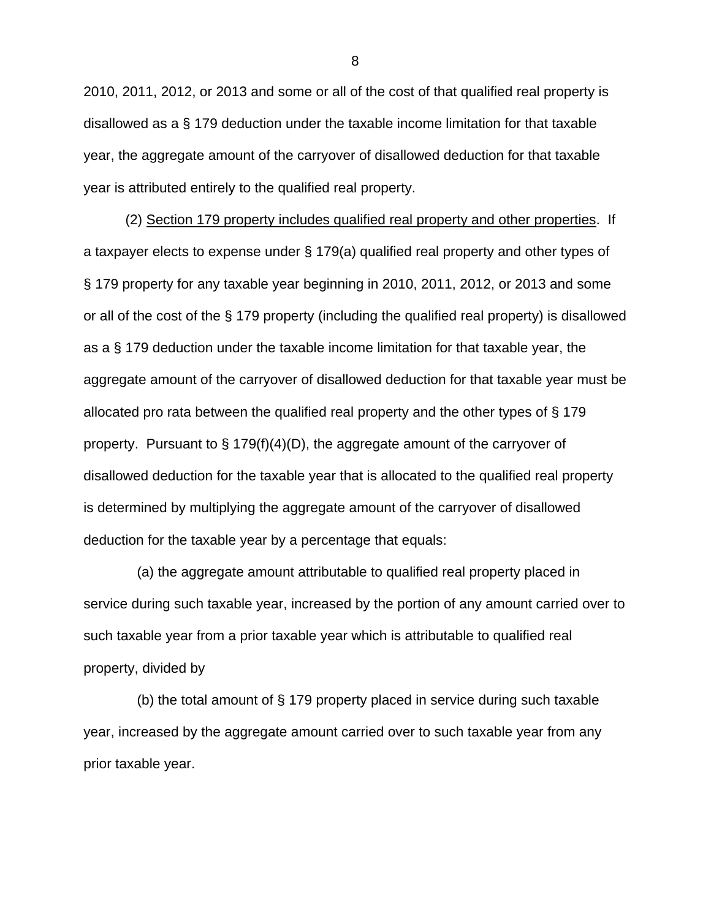2010, 2011, 2012, or 2013 and some or all of the cost of that qualified real property is disallowed as a § 179 deduction under the taxable income limitation for that taxable year, the aggregate amount of the carryover of disallowed deduction for that taxable year is attributed entirely to the qualified real property.

(2) Section 179 property includes qualified real property and other properties. If a taxpayer elects to expense under § 179(a) qualified real property and other types of § 179 property for any taxable year beginning in 2010, 2011, 2012, or 2013 and some or all of the cost of the § 179 property (including the qualified real property) is disallowed as a § 179 deduction under the taxable income limitation for that taxable year, the aggregate amount of the carryover of disallowed deduction for that taxable year must be allocated pro rata between the qualified real property and the other types of § 179 property. Pursuant to § 179(f)(4)(D), the aggregate amount of the carryover of disallowed deduction for the taxable year that is allocated to the qualified real property is determined by multiplying the aggregate amount of the carryover of disallowed deduction for the taxable year by a percentage that equals:

(a) the aggregate amount attributable to qualified real property placed in service during such taxable year, increased by the portion of any amount carried over to such taxable year from a prior taxable year which is attributable to qualified real property, divided by

(b) the total amount of § 179 property placed in service during such taxable year, increased by the aggregate amount carried over to such taxable year from any prior taxable year.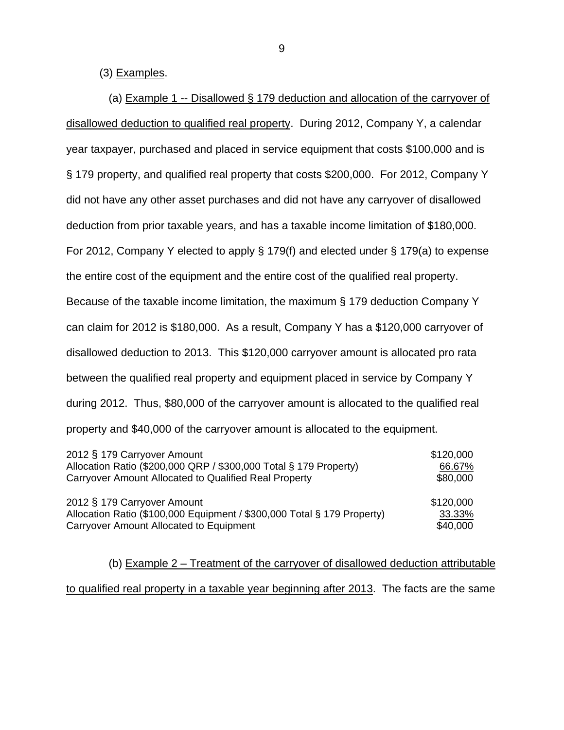(3) Examples.

(a) Example 1 -- Disallowed § 179 deduction and allocation of the carryover of disallowed deduction to qualified real property. During 2012, Company Y, a calendar year taxpayer, purchased and placed in service equipment that costs $100,000 and is § 179 property, and qualified real property that costs $200,000. For 2012, Company Y did not have any other asset purchases and did not have any carryover of disallowed deduction from prior taxable years, and has a taxable income limitation of $180,000. For 2012, Company Y elected to apply § 179(f) and elected under § 179(a) to expense the entire cost of the equipment and the entire cost of the qualified real property. Because of the taxable income limitation, the maximum § 179 deduction Company Y can claim for 2012 is $180,000. As a result, Company Y has a $120,000 carryover of disallowed deduction to 2013. This $120,000 carryover amount is allocated pro rata between the qualified real property and equipment placed in service by Company Y during 2012. Thus, $80,000 of the carryover amount is allocated to the qualified real property and $40,000 of the carryover amount is allocated to the equipment.

| | |
|---|---|
| 2012 § 179 Carryover Amount | $120,000 |
| Allocation Ratio ($200,000 QRP / $300,000 Total § 179 Property) | 66.67% |
| Carryover Amount Allocated to Qualified Real Property | $80,000 |

| | |
|---|---|
| 2012 § 179 Carryover Amount | $120,000 |
| Allocation Ratio ($100,000 Equipment / $300,000 Total § 179 Property) | 33.33% |
| Carryover Amount Allocated to Equipment | $40,000 |

(b) Example 2 – Treatment of the carryover of disallowed deduction attributable to qualified real property in a taxable year beginning after 2013. The facts are the same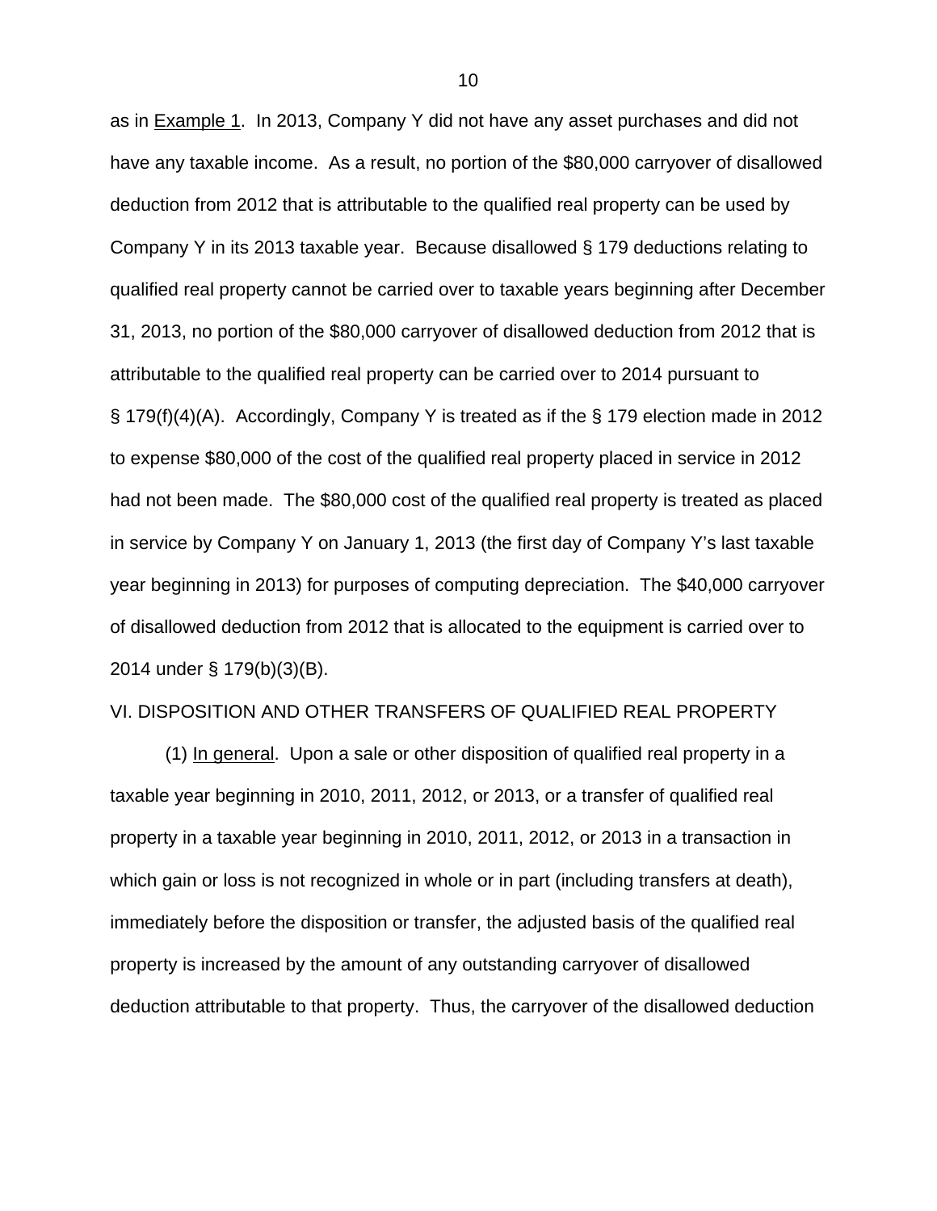as in Example 1. In 2013, Company Y did not have any asset purchases and did not have any taxable income. As a result, no portion of the $80,000 carryover of disallowed deduction from 2012 that is attributable to the qualified real property can be used by Company Y in its 2013 taxable year. Because disallowed § 179 deductions relating to qualified real property cannot be carried over to taxable years beginning after December 31, 2013, no portion of the $80,000 carryover of disallowed deduction from 2012 that is attributable to the qualified real property can be carried over to 2014 pursuant to § 179(f)(4)(A). Accordingly, Company Y is treated as if the § 179 election made in 2012 to expense $80,000 of the cost of the qualified real property placed in service in 2012 had not been made. The $80,000 cost of the qualified real property is treated as placed in service by Company Y on January 1, 2013 (the first day of Company Y's last taxable year beginning in 2013) for purposes of computing depreciation. The $40,000 carryover of disallowed deduction from 2012 that is allocated to the equipment is carried over to 2014 under § 179(b)(3)(B).

VI. DISPOSITION AND OTHER TRANSFERS OF QUALIFIED REAL PROPERTY

(1) In general. Upon a sale or other disposition of qualified real property in a taxable year beginning in 2010, 2011, 2012, or 2013, or a transfer of qualified real property in a taxable year beginning in 2010, 2011, 2012, or 2013 in a transaction in which gain or loss is not recognized in whole or in part (including transfers at death), immediately before the disposition or transfer, the adjusted basis of the qualified real property is increased by the amount of any outstanding carryover of disallowed deduction attributable to that property. Thus, the carryover of the disallowed deduction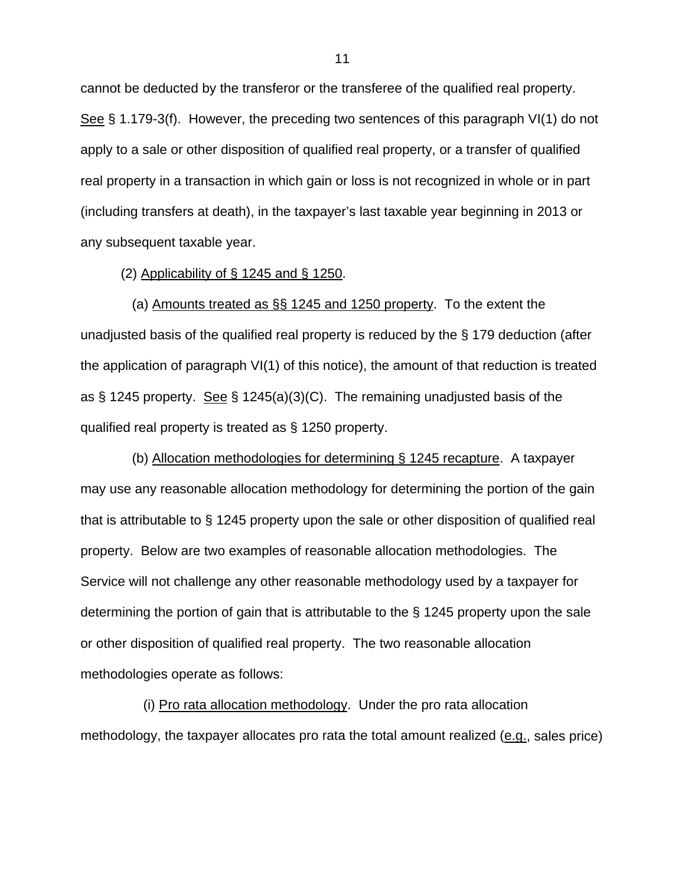cannot be deducted by the transferor or the transferee of the qualified real property. See § 1.179-3(f). However, the preceding two sentences of this paragraph VI(1) do not apply to a sale or other disposition of qualified real property, or a transfer of qualified real property in a transaction in which gain or loss is not recognized in whole or in part (including transfers at death), in the taxpayer's last taxable year beginning in 2013 or any subsequent taxable year.

(2) Applicability of § 1245 and § 1250.

(a) Amounts treated as §§ 1245 and 1250 property. To the extent the unadjusted basis of the qualified real property is reduced by the § 179 deduction (after the application of paragraph VI(1) of this notice), the amount of that reduction is treated as § 1245 property. See § 1245(a)(3)(C). The remaining unadjusted basis of the qualified real property is treated as § 1250 property.

(b) Allocation methodologies for determining § 1245 recapture. A taxpayer may use any reasonable allocation methodology for determining the portion of the gain that is attributable to § 1245 property upon the sale or other disposition of qualified real property. Below are two examples of reasonable allocation methodologies. The Service will not challenge any other reasonable methodology used by a taxpayer for determining the portion of gain that is attributable to the § 1245 property upon the sale or other disposition of qualified real property. The two reasonable allocation methodologies operate as follows:

(i) Pro rata allocation methodology. Under the pro rata allocation methodology, the taxpayer allocates pro rata the total amount realized (e.g., sales price)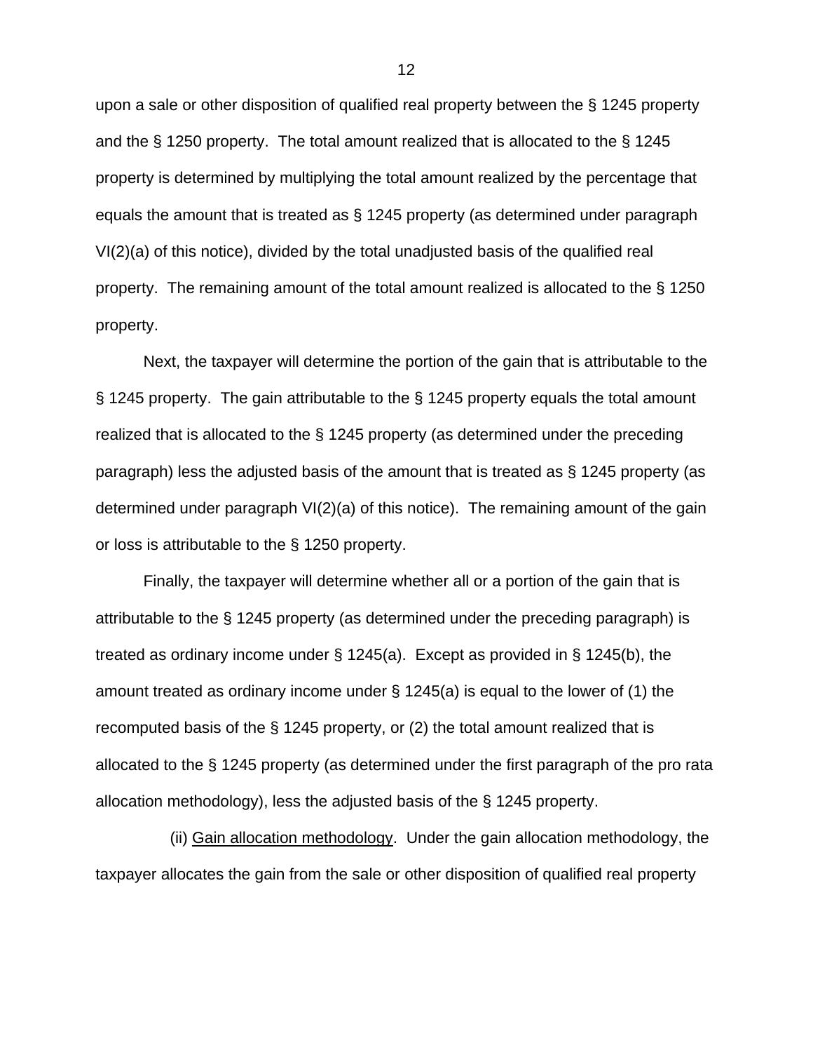upon a sale or other disposition of qualified real property between the § 1245 property and the § 1250 property. The total amount realized that is allocated to the § 1245 property is determined by multiplying the total amount realized by the percentage that equals the amount that is treated as § 1245 property (as determined under paragraph VI(2)(a) of this notice), divided by the total unadjusted basis of the qualified real property. The remaining amount of the total amount realized is allocated to the § 1250 property.

Next, the taxpayer will determine the portion of the gain that is attributable to the § 1245 property. The gain attributable to the § 1245 property equals the total amount realized that is allocated to the § 1245 property (as determined under the preceding paragraph) less the adjusted basis of the amount that is treated as § 1245 property (as determined under paragraph VI(2)(a) of this notice). The remaining amount of the gain or loss is attributable to the § 1250 property.

Finally, the taxpayer will determine whether all or a portion of the gain that is attributable to the § 1245 property (as determined under the preceding paragraph) is treated as ordinary income under § 1245(a). Except as provided in § 1245(b), the amount treated as ordinary income under § 1245(a) is equal to the lower of (1) the recomputed basis of the § 1245 property, or (2) the total amount realized that is allocated to the § 1245 property (as determined under the first paragraph of the pro rata allocation methodology), less the adjusted basis of the § 1245 property.

(ii) Gain allocation methodology. Under the gain allocation methodology, the taxpayer allocates the gain from the sale or other disposition of qualified real property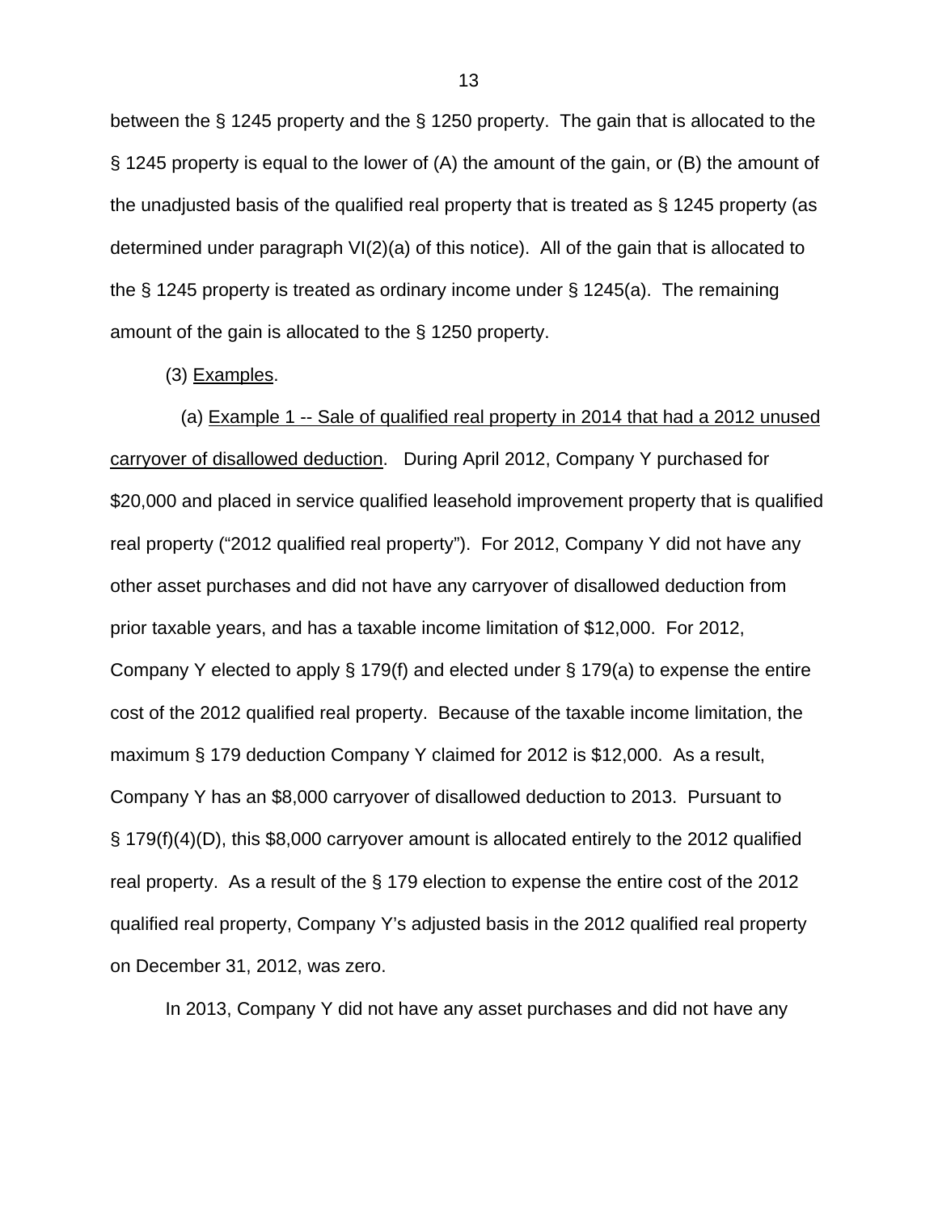between the § 1245 property and the § 1250 property. The gain that is allocated to the § 1245 property is equal to the lower of (A) the amount of the gain, or (B) the amount of the unadjusted basis of the qualified real property that is treated as § 1245 property (as determined under paragraph VI(2)(a) of this notice). All of the gain that is allocated to the § 1245 property is treated as ordinary income under § 1245(a). The remaining amount of the gain is allocated to the § 1250 property.

(3) Examples.

(a) Example 1 -- Sale of qualified real property in 2014 that had a 2012 unused carryover of disallowed deduction. During April 2012, Company Y purchased for $20,000 and placed in service qualified leasehold improvement property that is qualified real property ("2012 qualified real property"). For 2012, Company Y did not have any other asset purchases and did not have any carryover of disallowed deduction from prior taxable years, and has a taxable income limitation of $12,000. For 2012, Company Y elected to apply § 179(f) and elected under § 179(a) to expense the entire cost of the 2012 qualified real property. Because of the taxable income limitation, the maximum § 179 deduction Company Y claimed for 2012 is $12,000. As a result, Company Y has an $8,000 carryover of disallowed deduction to 2013. Pursuant to § 179(f)(4)(D), this $8,000 carryover amount is allocated entirely to the 2012 qualified real property. As a result of the § 179 election to expense the entire cost of the 2012 qualified real property, Company Y's adjusted basis in the 2012 qualified real property on December 31, 2012, was zero.

In 2013, Company Y did not have any asset purchases and did not have any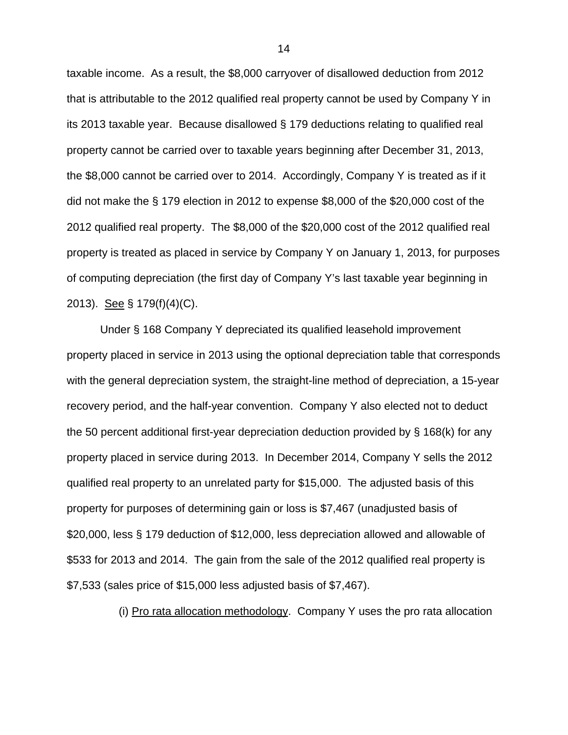taxable income. As a result, the $8,000 carryover of disallowed deduction from 2012 that is attributable to the 2012 qualified real property cannot be used by Company Y in its 2013 taxable year. Because disallowed § 179 deductions relating to qualified real property cannot be carried over to taxable years beginning after December 31, 2013, the $8,000 cannot be carried over to 2014. Accordingly, Company Y is treated as if it did not make the § 179 election in 2012 to expense $8,000 of the $20,000 cost of the 2012 qualified real property. The $8,000 of the $20,000 cost of the 2012 qualified real property is treated as placed in service by Company Y on January 1, 2013, for purposes of computing depreciation (the first day of Company Y's last taxable year beginning in 2013). See § 179(f)(4)(C).

Under § 168 Company Y depreciated its qualified leasehold improvement property placed in service in 2013 using the optional depreciation table that corresponds with the general depreciation system, the straight-line method of depreciation, a 15-year recovery period, and the half-year convention. Company Y also elected not to deduct the 50 percent additional first-year depreciation deduction provided by § 168(k) for any property placed in service during 2013. In December 2014, Company Y sells the 2012 qualified real property to an unrelated party for $15,000. The adjusted basis of this property for purposes of determining gain or loss is $7,467 (unadjusted basis of $20,000, less § 179 deduction of $12,000, less depreciation allowed and allowable of $533 for 2013 and 2014. The gain from the sale of the 2012 qualified real property is $7,533 (sales price of $15,000 less adjusted basis of $7,467).

(i) Pro rata allocation methodology. Company Y uses the pro rata allocation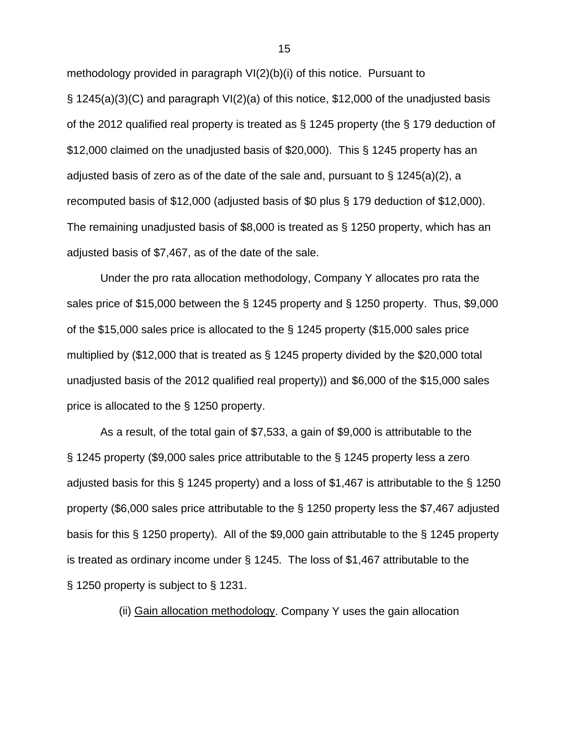methodology provided in paragraph VI(2)(b)(i) of this notice. Pursuant to § 1245(a)(3)(C) and paragraph VI(2)(a) of this notice, $12,000 of the unadjusted basis of the 2012 qualified real property is treated as § 1245 property (the § 179 deduction of $12,000 claimed on the unadjusted basis of $20,000). This § 1245 property has an adjusted basis of zero as of the date of the sale and, pursuant to § 1245(a)(2), a recomputed basis of $12,000 (adjusted basis of $0 plus § 179 deduction of $12,000). The remaining unadjusted basis of $8,000 is treated as § 1250 property, which has an adjusted basis of $7,467, as of the date of the sale.

Under the pro rata allocation methodology, Company Y allocates pro rata the sales price of $15,000 between the § 1245 property and § 1250 property. Thus, $9,000 of the $15,000 sales price is allocated to the § 1245 property ($15,000 sales price multiplied by ($12,000 that is treated as § 1245 property divided by the $20,000 total unadjusted basis of the 2012 qualified real property)) and $6,000 of the $15,000 sales price is allocated to the § 1250 property.

As a result, of the total gain of $7,533, a gain of $9,000 is attributable to the § 1245 property ($9,000 sales price attributable to the § 1245 property less a zero adjusted basis for this § 1245 property) and a loss of $1,467 is attributable to the § 1250 property ($6,000 sales price attributable to the § 1250 property less the $7,467 adjusted basis for this § 1250 property). All of the $9,000 gain attributable to the § 1245 property is treated as ordinary income under § 1245. The loss of $1,467 attributable to the § 1250 property is subject to § 1231.

(ii) Gain allocation methodology. Company Y uses the gain allocation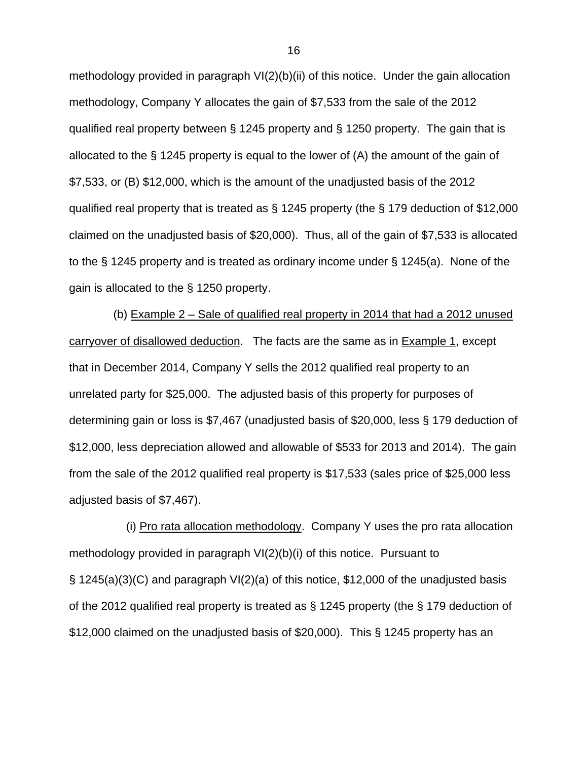methodology provided in paragraph VI(2)(b)(ii) of this notice. Under the gain allocation methodology, Company Y allocates the gain of $7,533 from the sale of the 2012 qualified real property between § 1245 property and § 1250 property. The gain that is allocated to the § 1245 property is equal to the lower of (A) the amount of the gain of $7,533, or (B) $12,000, which is the amount of the unadjusted basis of the 2012 qualified real property that is treated as § 1245 property (the § 179 deduction of $12,000 claimed on the unadjusted basis of $20,000). Thus, all of the gain of $7,533 is allocated to the § 1245 property and is treated as ordinary income under § 1245(a). None of the gain is allocated to the § 1250 property.

(b) Example 2 – Sale of qualified real property in 2014 that had a 2012 unused carryover of disallowed deduction. The facts are the same as in Example 1, except that in December 2014, Company Y sells the 2012 qualified real property to an unrelated party for $25,000. The adjusted basis of this property for purposes of determining gain or loss is $7,467 (unadjusted basis of $20,000, less § 179 deduction of $12,000, less depreciation allowed and allowable of $533 for 2013 and 2014). The gain from the sale of the 2012 qualified real property is $17,533 (sales price of $25,000 less adjusted basis of $7,467).

(i) Pro rata allocation methodology. Company Y uses the pro rata allocation methodology provided in paragraph VI(2)(b)(i) of this notice. Pursuant to § 1245(a)(3)(C) and paragraph VI(2)(a) of this notice, $12,000 of the unadjusted basis of the 2012 qualified real property is treated as § 1245 property (the § 179 deduction of $12,000 claimed on the unadjusted basis of $20,000). This § 1245 property has an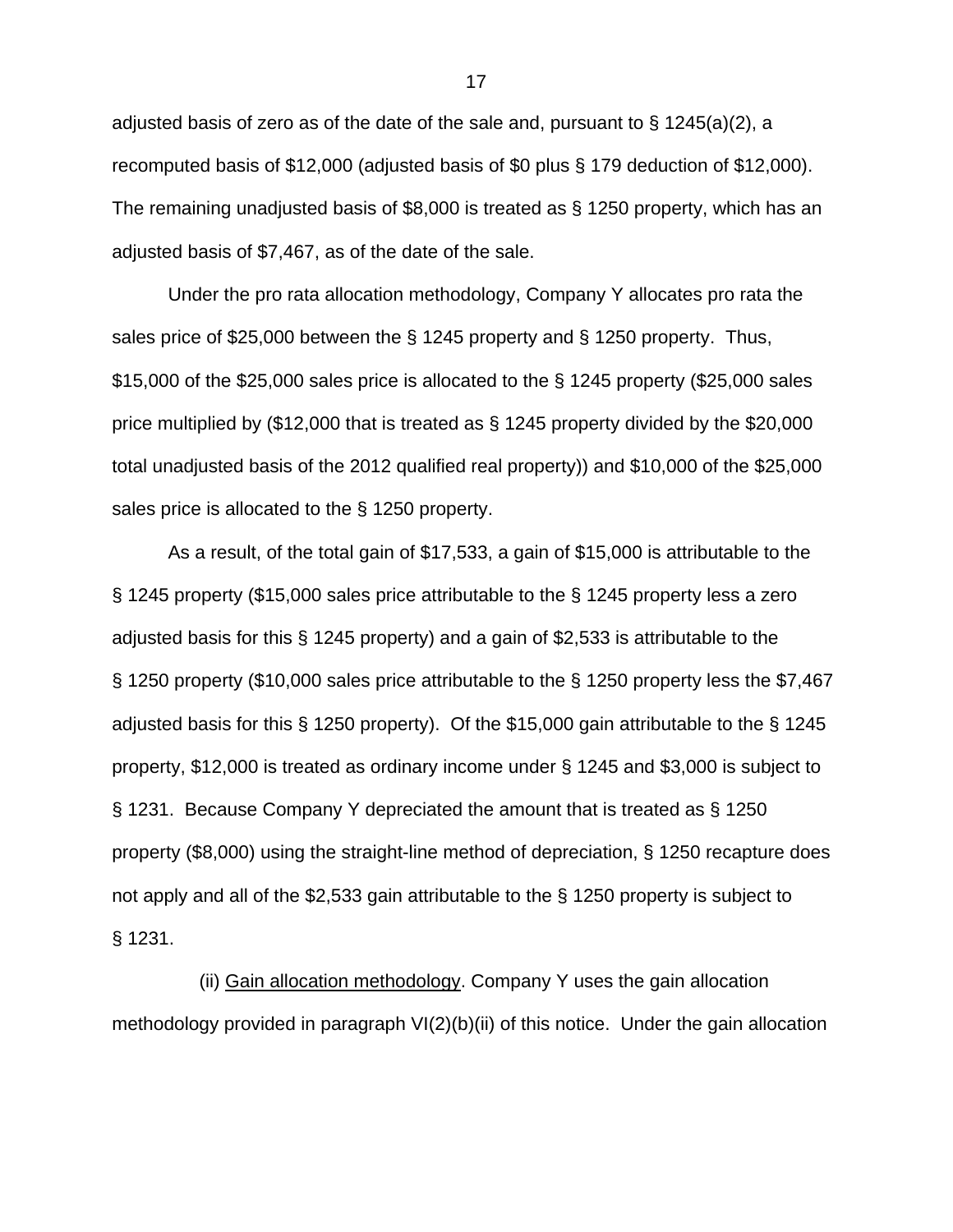adjusted basis of zero as of the date of the sale and, pursuant to § 1245(a)(2), a recomputed basis of $12,000 (adjusted basis of $0 plus § 179 deduction of $12,000). The remaining unadjusted basis of $8,000 is treated as § 1250 property, which has an adjusted basis of $7,467, as of the date of the sale.

Under the pro rata allocation methodology, Company Y allocates pro rata the sales price of $25,000 between the § 1245 property and § 1250 property. Thus, $15,000 of the $25,000 sales price is allocated to the § 1245 property ($25,000 sales price multiplied by ($12,000 that is treated as § 1245 property divided by the $20,000 total unadjusted basis of the 2012 qualified real property)) and $10,000 of the $25,000 sales price is allocated to the § 1250 property.

As a result, of the total gain of $17,533, a gain of $15,000 is attributable to the § 1245 property ($15,000 sales price attributable to the § 1245 property less a zero adjusted basis for this § 1245 property) and a gain of $2,533 is attributable to the § 1250 property ($10,000 sales price attributable to the § 1250 property less the $7,467 adjusted basis for this § 1250 property). Of the $15,000 gain attributable to the § 1245 property, $12,000 is treated as ordinary income under § 1245 and $3,000 is subject to § 1231. Because Company Y depreciated the amount that is treated as § 1250 property ($8,000) using the straight-line method of depreciation, § 1250 recapture does not apply and all of the $2,533 gain attributable to the § 1250 property is subject to § 1231.

(ii) Gain allocation methodology. Company Y uses the gain allocation methodology provided in paragraph VI(2)(b)(ii) of this notice. Under the gain allocation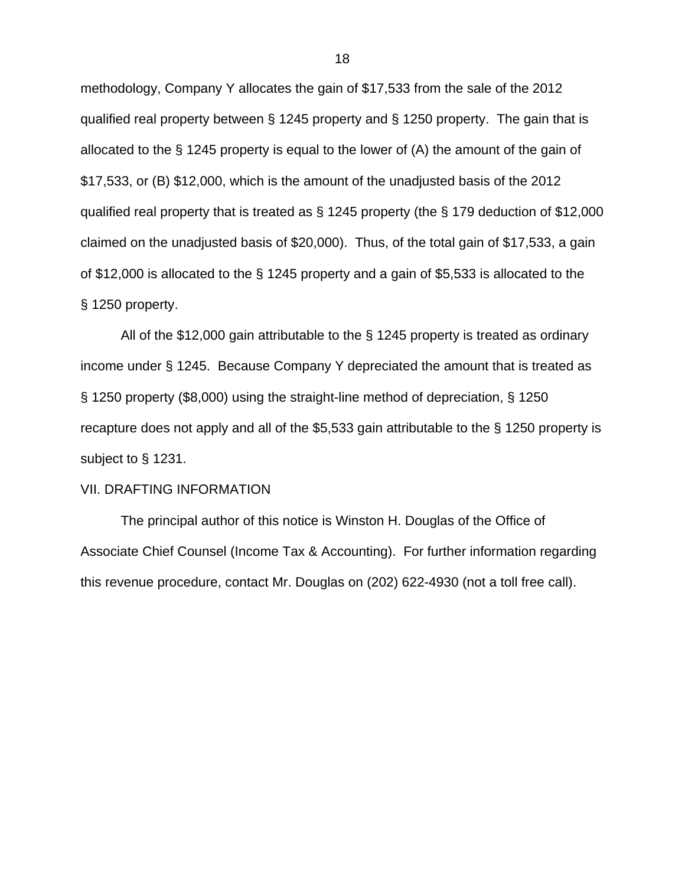methodology, Company Y allocates the gain of $17,533 from the sale of the 2012 qualified real property between § 1245 property and § 1250 property. The gain that is allocated to the § 1245 property is equal to the lower of (A) the amount of the gain of $17,533, or (B) $12,000, which is the amount of the unadjusted basis of the 2012 qualified real property that is treated as § 1245 property (the § 179 deduction of $12,000 claimed on the unadjusted basis of $20,000). Thus, of the total gain of $17,533, a gain of $12,000 is allocated to the § 1245 property and a gain of $5,533 is allocated to the § 1250 property.

All of the $12,000 gain attributable to the § 1245 property is treated as ordinary income under § 1245. Because Company Y depreciated the amount that is treated as § 1250 property ($8,000) using the straight-line method of depreciation, § 1250 recapture does not apply and all of the $5,533 gain attributable to the § 1250 property is subject to § 1231.

## VII. DRAFTING INFORMATION

The principal author of this notice is Winston H. Douglas of the Office of Associate Chief Counsel (Income Tax & Accounting). For further information regarding this revenue procedure, contact Mr. Douglas on (202) 622-4930 (not a toll free call).